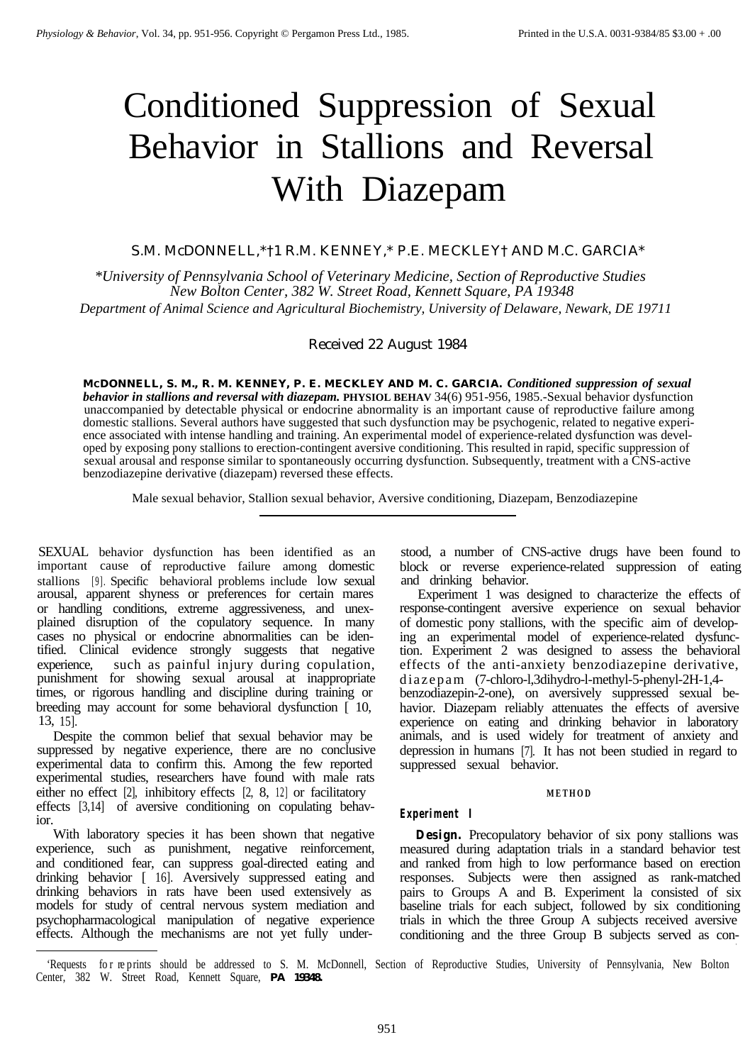# Conditioned Suppression of Sexual Behavior in Stallions and Reversal With Diazepam

S.M. McDONNELL,*†1 R.M. KENNEY,* P.E. MECKLEY† AND M.C. GARCIA*

*\*University of Pennsylvania School of Veterinary Medicine, Section of Reproductive Studies New Bolton Center, 382 W. Street Road, Kennett Square, PA 19348*

*Department of Animal Science and Agricultural Biochemistry, University of Delaware, Newark, DE 19711*

Received 22 August 1984

**McDONNELL, S. M., R. M. KENNEY, P. E. MECKLEY AND M. C. GARCIA.** ***Conditioned suppression of sexual behavior in stallions and reversal with diazepam.*** **PHYSIOL BEHAV** 34(6) 951-956, 1985.-Sexual behavior dysfunction unaccompanied by detectable physical or endocrine abnormality is an important cause of reproductive failure among domestic stallions. Several authors have suggested that such dysfunction may be psychogenic, related to negative experience associated with intense handling and training. An experimental model of experience-related dysfunction was developed by exposing pony stallions to erection-contingent aversive conditioning. This resulted in rapid, specific suppression of sexual arousal and response similar to spontaneously occurring dysfunction. Subsequently, treatment with a CNS-active benzodiazepine derivative (diazepam) reversed these effects.

Male sexual behavior, Stallion sexual behavior, Aversive conditioning, Diazepam, Benzodiazepine

SEXUAL behavior dysfunction has been identified as an important cause of reproductive failure among domestic stallions [9]. Specific behavioral problems include low sexual arousal, apparent shyness or preferences for certain mares or handling conditions, extreme aggressiveness, and unexplained disruption of the copulatory sequence. In many cases no physical or endocrine abnormalities can be identified. Clinical evidence strongly suggests that negative experience, such as painful injury during copulation, punishment for showing sexual arousal at inappropriate times, or rigorous handling and discipline during training or breeding may account for some behavioral dysfunction [10, 13, 15].

Despite the common belief that sexual behavior may be suppressed by negative experience, there are no conclusive experimental data to confirm this. Among the few reported experimental studies, researchers have found with male rats either no effect [2], inhibitory effects [2, 8, 12] or facilitatory effects [3,14] of aversive conditioning on copulating behavior.

With laboratory species it has been shown that negative experience, such as punishment, negative reinforcement, and conditioned fear, can suppress goal-directed eating and drinking behavior [16]. Aversively suppressed eating and drinking behaviors in rats have been used extensively as models for study of central nervous system mediation and psychopharmacological manipulation of negative experience effects. Although the mechanisms are not yet fully understood, a number of CNS-active drugs have been found to block or reverse experience-related suppression of eating and drinking behavior.

Experiment 1 was designed to characterize the effects of response-contingent aversive experience on sexual behavior of domestic pony stallions, with the specific aim of developing an experimental model of experience-related dysfunction. Experiment 2 was designed to assess the behavioral effects of the anti-anxiety benzodiazepine derivative, diazepam (7-chloro-l,3dihydro-l-methyl-5-phenyl-2H-1,4-benzodiazepin-2-one), on aversively suppressed sexual behavior. Diazepam reliably attenuates the effects of aversive experience on eating and drinking behavior in laboratory animals, and is used widely for treatment of anxiety and depression in humans [7]. It has not been studied in regard to suppressed sexual behavior.

## METHOD

### Experiment I

**Design.** Precopulatory behavior of six pony stallions was measured during adaptation trials in a standard behavior test and ranked from high to low performance based on erection responses. Subjects were then assigned as rank-matched pairs to Groups A and B. Experiment la consisted of six baseline trials for each subject, followed by six conditioning trials in which the three Group A subjects received aversive conditioning and the three Group B subjects served as con-

[1]Requests for reprints should be addressed to S. M. McDonnell, Section of Reproductive Studies, University of Pennsylvania, New Bolton Center, 382 W. Street Road, Kennett Square, **PA 19348.**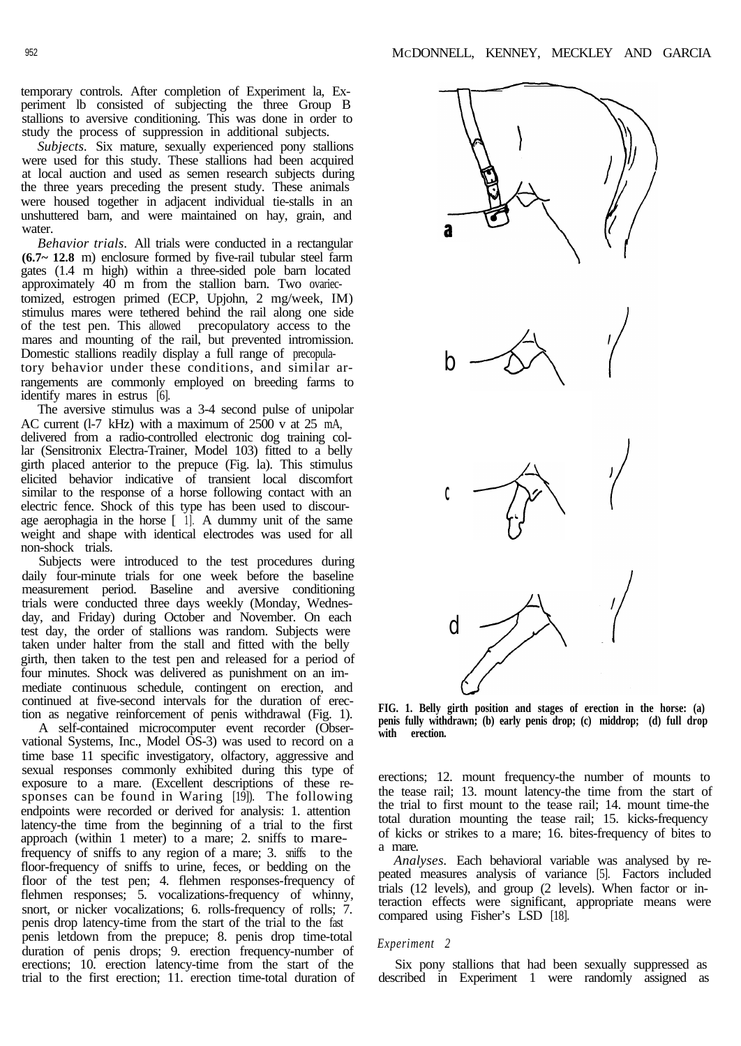temporary controls. After completion of Experiment la, Experiment lb consisted of subjecting the three Group B stallions to aversive conditioning. This was done in order to study the process of suppression in additional subjects.

*Subjects.* Six mature, sexually experienced pony stallions were used for this study. These stallions had been acquired at local auction and used as semen research subjects during the three years preceding the present study. These animals were housed together in adjacent individual tie-stalls in an unshuttered barn, and were maintained on hay, grain, and water.

*Behavior trials.* All trials were conducted in a rectangular **(6.7~ 12.8** m) enclosure formed by five-rail tubular steel farm gates (1.4 m high) within a three-sided pole barn located approximately 40 m from the stallion barn. Two ovariectomized, estrogen primed (ECP, Upjohn, 2 mg/week, IM) stimulus mares were tethered behind the rail along one side of the test pen. This allowed precopulatory access to the mares and mounting of the rail, but prevented intromission. Domestic stallions readily display a full range of precopulatory behavior under these conditions, and similar arrangements are commonly employed on breeding farms to identify mares in estrus [6].

The aversive stimulus was a 3-4 second pulse of unipolar AC current (l-7 kHz) with a maximum of 2500 v at 25 mA, delivered from a radio-controlled electronic dog training collar (Sensitronix Electra-Trainer, Model 103) fitted to a belly girth placed anterior to the prepuce (Fig. la). This stimulus elicited behavior indicative of transient local discomfort similar to the response of a horse following contact with an electric fence. Shock of this type has been used to discourage aerophagia in the horse [1]. A dummy unit of the same weight and shape with identical electrodes was used for all non-shock trials.

Subjects were introduced to the test procedures during daily four-minute trials for one week before the baseline measurement period. Baseline and aversive conditioning trials were conducted three days weekly (Monday, Wednesday, and Friday) during October and November. On each test day, the order of stallions was random. Subjects were taken under halter from the stall and fitted with the belly girth, then taken to the test pen and released for a period of four minutes. Shock was delivered as punishment on an immediate continuous schedule, contingent on erection, and continued at five-second intervals for the duration of erection as negative reinforcement of penis withdrawal (Fig. 1).

A self-contained microcomputer event recorder (Observational Systems, Inc., Model OS-3) was used to record on a time base 11 specific investigatory, olfactory, aggressive and sexual responses commonly exhibited during this type of exposure to a mare. (Excellent descriptions of these responses can be found in Waring [19]). The following endpoints were recorded or derived for analysis: 1. attention latency-the time from the beginning of a trial to the first approach (within 1 meter) to a mare; 2. sniffs to mare-frequency of sniffs to any region of a mare; 3. sniffs to the floor-frequency of sniffs to urine, feces, or bedding on the floor of the test pen; 4. flehmen responses-frequency of flehmen responses; 5. vocalizations-frequency of whinny, snort, or nicker vocalizations; 6. rolls-frequency of rolls; 7. penis drop latency-time from the start of the trial to the fast penis letdown from the prepuce; 8. penis drop time-total duration of penis drops; 9. erection frequency-number of erections; 10. erection latency-time from the start of the trial to the first erection; 11. erection time-total duration of erections; 12. mount frequency-the number of mounts to the tease rail; 13. mount latency-the time from the start of the trial to first mount to the tease rail; 14. mount time-the total duration mounting the tease rail; 15. kicks-frequency of kicks or strikes to a mare; 16. bites-frequency of bites to a mare.

**FIG. 1. Belly girth position and stages of erection in the horse: (a) penis fully withdrawn; (b) early penis drop; (c) middrop; (d) full drop with erection.**

*Analyses.* Each behavioral variable was analysed by repeated measures analysis of variance [5]. Factors included trials (12 levels), and group (2 levels). When factor or interaction effects were significant, appropriate means were compared using Fisher's LSD [18].

### *Experiment 2*

Six pony stallions that had been sexually suppressed as described in Experiment 1 were randomly assigned as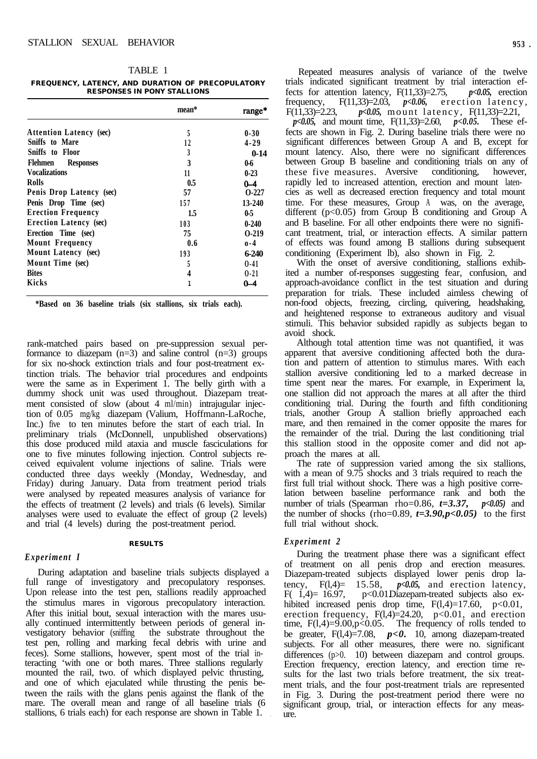TABLE 1

**FREQUENCY, LATENCY, AND DURATION OF PRECOPULATORY RESPONSES IN PONY STALLIONS**

| | mean* | range* |
|---|---|---|
| Attention Latency (sec) | 5 | 0-30 |
| Sniffs to Mare | 12 | 4-29 |
| Sniffs to Floor | 3 | 0-14 |
| Flehmen Responses | 3 | 0-6 |
| Vocalizations | 11 | 0-23 |
| Rolls | 0.5 | 0-4 |
| Penis Drop Latency (sec) | 57 | 0-227 |
| Penis Drop Time (sec) | 157 | 13-240 |
| Erection Frequency | 1.5 | 0-5 |
| Erection Latency (sec) | 103 | 0-240 |
| Erection Time (sec) | 75 | 0-219 |
| Mount Frequency | 0.6 | 0-4 |
| Mount Latency (sec) | 193 | 6-240 |
| Mount Time (sec) | 5 | 0-41 |
| Bites | 4 | 0-21 |
| Kicks | 1 | 0-4 |

*Based on 36 baseline trials (six stallions, six trials each).

rank-matched pairs based on pre-suppression sexual performance to diazepam (n=3) and saline control (n=3) groups for six no-shock extinction trials and four post-treatment extinction trials. The behavior trial procedures and endpoints were the same as in Experiment 1. The belly girth with a dummy shock unit was used throughout. Diazepam treatment consisted of slow (about 4 ml/min) intrajugular injection of 0.05 mg/kg diazepam (Valium, Hoffmann-LaRoche, Inc.) five to ten minutes before the start of each trial. In preliminary trials (McDonnell, unpublished observations) this dose produced mild ataxia and muscle fasciculations for one to five minutes following injection. Control subjects received equivalent volume injections of saline. Trials were conducted three days weekly (Monday, Wednesday, and Friday) during January. Data from treatment period trials were analysed by repeated measures analysis of variance for the effects of treatment (2 levels) and trials (6 levels). Similar analyses were used to evaluate the effect of group (2 levels) and trial (4 levels) during the post-treatment period.

## RESULTS

### *Experiment I*

During adaptation and baseline trials subjects displayed a full range of investigatory and precopulatory responses. Upon release into the test pen, stallions readily approached the stimulus mares in vigorous precopulatory interaction. After this initial bout, sexual interaction with the mares usually continued intermittently between periods of general investigatory behavior (sniffing the substrate throughout the test pen, rolling and marking fecal debris with urine and feces). Some stallions, however, spent most of the trial interacting 'with one or both mares. Three stallions regularly mounted the rail, two. of which displayed pelvic thrusting, and one of which ejaculated while thrusting the penis between the rails with the glans penis against the flank of the mare. The overall mean and range of all baseline trials (6 stallions, 6 trials each) for each response are shown in Table 1.

Repeated measures analysis of variance of the twelve trials indicated significant treatment by trial interaction effects for attention latency, $F(11,33)=2.75$, $p<0.05$, erection frequency, $F(11,33)=2.03$, $p<0.06$, erection latency, $F(11,33)=2.23$, $p<0.05$, mount latency, $F(11,33)=2.21$, $p<0.05$, and mount time, $F(11,33)=2.60$, $p<0.05$. These effects are shown in Fig. 2. During baseline trials there were no significant differences between Group A and B, except for mount latency. Also, there were no significant differences between Group B baseline and conditioning trials on any of these five measures. Aversive conditioning, however, rapidly led to increased attention, erection and mount latencies as well as decreased erection frequency and total mount time. For these measures, Group A was, on the average, different ($p<0.05$) from Group B conditioning and Group A and B baseline. For all other endpoints there were no significant treatment, trial, or interaction effects. A similar pattern of effects was found among B stallions during subsequent conditioning (Experiment lb), also shown in Fig. 2.

With the onset of aversive conditioning, stallions exhibited a number of-responses suggesting fear, confusion, and approach-avoidance conflict in the test situation and during preparation for trials. These included aimless chewing of non-food objects, freezing, circling, quivering, headshaking, and heightened response to extraneous auditory and visual stimuli. This behavior subsided rapidly as subjects began to avoid shock.

Although total attention time was not quantified, it was apparent that aversive conditioning affected both the duration and pattern of attention to stimulus mares. With each stallion aversive conditioning led to a marked decrease in time spent near the mares. For example, in Experiment la, one stallion did not approach the mares at all after the third conditioning trial. During the fourth and fifth conditioning trials, another Group A stallion briefly approached each mare, and then remained in the comer opposite the mares for the remainder of the trial. During the last conditioning trial this stallion stood in the opposite comer and did not approach the mares at all.

The rate of suppression varied among the six stallions, with a mean of 9.75 shocks and 3 trials required to reach the first full trial without shock. There was a high positive correlation between baseline performance rank and both the number of trials (Spearman rho=0.86, $t=3.37$, $p<0.05$) and the number of shocks (rho=0.89, $t=3.90, p<0.05$) to the first full trial without shock.

### *Experiment 2*

During the treatment phase there was a significant effect of treatment on all penis drop and erection measures. Diazepam-treated subjects displayed lower penis drop latency, $F(1,4)= 15.58$, $p<0.05$, and erection latency, $F(1,4)= 16.97$, $p<0.01$ Diazepam-treated subjects also exhibited increased penis drop time, $F(1,4)=17.60$, $p<0.01$, erection frequency, $F(1,4)=24.20$, $p<0.01$, and erection time, $F(1,4)=9.00, p<0.05$. The frequency of rolls tended to be greater, $F(1,4)=7.08$, $p<0.10$, among diazepam-treated subjects. For all other measures, there were no. significant differences ($p>0.10$) between diazepam and control groups. Erection frequency, erection latency, and erection time results for the last two trials before treatment, the six treatment trials, and the four post-treatment trials are represented in Fig. 3. During the post-treatment period there were no significant group, trial, or interaction effects for any measure.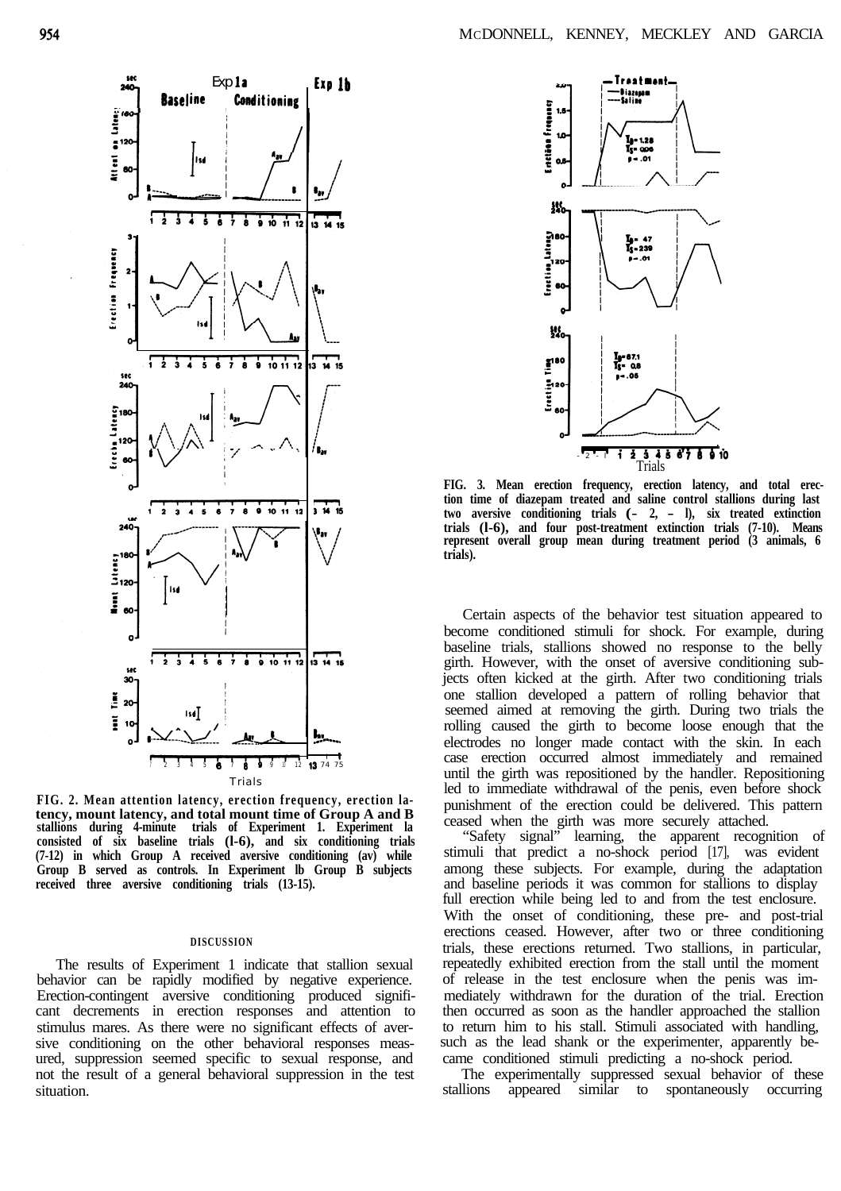Exp 1a

Baseline

Conditioning

Exp 1b

sec
240
180
120
60
0

Attent on Latency

lsd

$A_{av}$

B

A

$B_{av}$

1 2 3 4 5 6 7 8 9 10 11 12 13 14 15

3
2
1
0

Erection Frequency

lsd

$A_{av}$

$B_{av}$

1 2 3 4 5 6 7 8 9 10 11 12 13 14 15

sec
240
180
120
60
0

Erection Latency

lsd

$A_{av}$

$B_{av}$

1 2 3 4 5 6 7 8 9 10 11 12 13 14 15

sec
240
180
120
60
0

Mount Latency

lsd

$A_{av}$

$B_{av}$

1 2 3 4 5 6 7 8 9 10 11 12 13 14 15

sec
30
20
10
0

ount Time

lsd

$A_{av}$

$B_{av}$

1 2 3 4 5 6 7 8 9 10 11 12 13 14 15

Trials

FIG. 2. Mean attention latency, erection frequency, erection latency, mount latency, and total mount time of Group A and B stallions during 4-minute trials of Experiment 1. Experiment 1a consisted of six baseline trials (1-6), and six conditioning trials (7-12) in which Group A received aversive conditioning (av) while Group B served as controls. In Experiment 1b Group B subjects received three aversive conditioning trials (13-15).

Treatment

Diazepam

Saline

Erection Frequency

$\bar{X}_D$ = 1.28
$\bar{X}_S$ = 0.06
p = .01

Erection Latency

sec
240
180
120
60
0

$\bar{X}_D$ = 47
$\bar{X}_S$ = 239
p = .01

Erection Time

sec
240
180
120
60
0

$\bar{X}_D$ = 67.1
$\bar{X}_S$ = 0.8
p = .05

-2 -1 1 2 3 4 5 6 7 8 9 10

Trials

FIG. 3. Mean erection frequency, erection latency, and total erection time of diazepam treated and saline control stallions during last two aversive conditioning trials (−2, −1), six treated extinction trials (1-6), and four post-treatment extinction trials (7-10). Means represent overall group mean during treatment period (3 animals, 6 trials).

## DISCUSSION

The results of Experiment 1 indicate that stallion sexual behavior can be rapidly modified by negative experience. Erection-contingent aversive conditioning produced significant decrements in erection responses and attention to stimulus mares. As there were no significant effects of aversive conditioning on the other behavioral responses measured, suppression seemed specific to sexual response, and not the result of a general behavioral suppression in the test situation.

Certain aspects of the behavior test situation appeared to become conditioned stimuli for shock. For example, during baseline trials, stallions showed no response to the belly girth. However, with the onset of aversive conditioning subjects often kicked at the girth. After two conditioning trials one stallion developed a pattern of rolling behavior that seemed aimed at removing the girth. During two trials the rolling caused the girth to become loose enough that the electrodes no longer made contact with the skin. In each case erection occurred almost immediately and remained until the girth was repositioned by the handler. Repositioning led to immediate withdrawal of the penis, even before shock punishment of the erection could be delivered. This pattern ceased when the girth was more securely attached.

"Safety signal" learning, the apparent recognition of stimuli that predict a no-shock period [17], was evident among these subjects. For example, during the adaptation and baseline periods it was common for stallions to display full erection while being led to and from the test enclosure. With the onset of conditioning, these pre- and post-trial erections ceased. However, after two or three conditioning trials, these erections returned. Two stallions, in particular, repeatedly exhibited erection from the stall until the moment of release in the test enclosure when the penis was immediately withdrawn for the duration of the trial. Erection then occurred as soon as the handler approached the stallion to return him to his stall. Stimuli associated with handling, such as the lead shank or the experimenter, apparently became conditioned stimuli predicting a no-shock period.

The experimentally suppressed sexual behavior of these stallions appeared similar to spontaneously occurring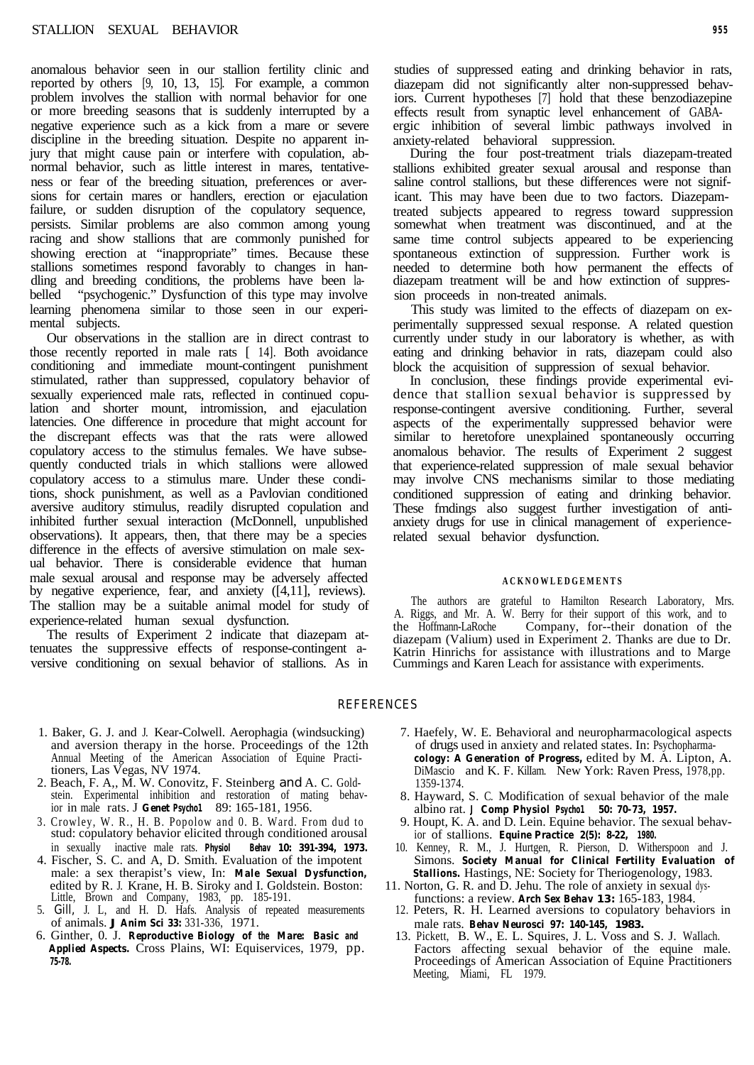anomalous behavior seen in our stallion fertility clinic and reported by others [9, 10, 13, 15]. For example, a common problem involves the stallion with normal behavior for one or more breeding seasons that is suddenly interrupted by a negative experience such as a kick from a mare or severe discipline in the breeding situation. Despite no apparent injury that might cause pain or interfere with copulation, abnormal behavior, such as little interest in mares, tentativeness or fear of the breeding situation, preferences or aversions for certain mares or handlers, erection or ejaculation failure, or sudden disruption of the copulatory sequence, persists. Similar problems are also common among young racing and show stallions that are commonly punished for showing erection at "inappropriate" times. Because these stallions sometimes respond favorably to changes in handling and breeding conditions, the problems have been labelled "psychogenic." Dysfunction of this type may involve learning phenomena similar to those seen in our experimental subjects.

Our observations in the stallion are in direct contrast to those recently reported in male rats [14]. Both avoidance conditioning and immediate mount-contingent punishment stimulated, rather than suppressed, copulatory behavior of sexually experienced male rats, reflected in continued copulation and shorter mount, intromission, and ejaculation latencies. One difference in procedure that might account for the discrepant effects was that the rats were allowed copulatory access to the stimulus females. We have subsequently conducted trials in which stallions were allowed copulatory access to a stimulus mare. Under these conditions, shock punishment, as well as a Pavlovian conditioned aversive auditory stimulus, readily disrupted copulation and inhibited further sexual interaction (McDonnell, unpublished observations). It appears, then, that there may be a species difference in the effects of aversive stimulation on male sexual behavior. There is considerable evidence that human male sexual arousal and response may be adversely affected by negative experience, fear, and anxiety ([4,11], reviews). The stallion may be a suitable animal model for study of experience-related human sexual dysfunction.

The results of Experiment 2 indicate that diazepam attenuates the suppressive effects of response-contingent aversive conditioning on sexual behavior of stallions. As in studies of suppressed eating and drinking behavior in rats, diazepam did not significantly alter non-suppressed behaviors. Current hypotheses [7] hold that these benzodiazepine effects result from synaptic level enhancement of GABA-ergic inhibition of several limbic pathways involved in anxiety-related behavioral suppression.

During the four post-treatment trials diazepam-treated stallions exhibited greater sexual arousal and response than saline control stallions, but these differences were not significant. This may have been due to two factors. Diazepam-treated subjects appeared to regress toward suppression somewhat when treatment was discontinued, and at the same time control subjects appeared to be experiencing spontaneous extinction of suppression. Further work is needed to determine both how permanent the effects of diazepam treatment will be and how extinction of suppression proceeds in non-treated animals.

This study was limited to the effects of diazepam on experimentally suppressed sexual response. A related question currently under study in our laboratory is whether, as with eating and drinking behavior in rats, diazepam could also block the acquisition of suppression of sexual behavior.

In conclusion, these findings provide experimental evidence that stallion sexual behavior is suppressed by response-contingent aversive conditioning. Further, several aspects of the experimentally suppressed behavior were similar to heretofore unexplained spontaneously occurring anomalous behavior. The results of Experiment 2 suggest that experience-related suppression of male sexual behavior may involve CNS mechanisms similar to those mediating conditioned suppression of eating and drinking behavior. These fmdings also suggest further investigation of anti-anxiety drugs for use in clinical management of experience-related sexual behavior dysfunction.

## ACKNOWLEDGEMENTS

The authors are grateful to Hamilton Research Laboratory, Mrs. A. Riggs, and Mr. A. W. Berry for their support of this work, and to the Hoffmann-LaRoche Company, for--their donation of the diazepam (Valium) used in Experiment 2. Thanks are due to Dr. Katrin Hinrichs for assistance with illustrations and to Marge Cummings and Karen Leach for assistance with experiments.

## REFERENCES

1. Baker, G. J. and J. Kear-Colwell. Aerophagia (windsucking) and aversion therapy in the horse. Proceedings of the 12th Annual Meeting of the American Association of Equine Practitioners, Las Vegas, NV 1974.
2. Beach, F. A,, M. W. Conovitz, F. Steinberg and A. C. Goldstein. Experimental inhibition and restoration of mating behavior in male rats. *J* **Genet Psychol** 89: 165-181, 1956.
3. Crowley, W. R., H. B. Popolow and O. B. Ward. From dud to stud: copulatory behavior elicited through conditioned arousal in sexually inactive male rats. **Physiol Behav 10: 391-394, 1973.**
4. Fischer, S. C. and A, D. Smith. Evaluation of the impotent male: a sex therapist's view, In: **Male Sexual Dysfunction,** edited by R. J. Krane, H. B. Siroky and I. Goldstein. Boston: Little, Brown and Company, 1983, pp. 185-191.
5. Gill, J. L, and H. D. Hafs. Analysis of repeated measurements of animals. **J Anim Sci 33:** 331-336, 1971.
6. Ginther, O. J. **Reproductive Biology of the Mare: Basic and Applied Aspects.** Cross Plains, WI: Equiservices, 1979, pp. **75-78.**
7. Haefely, W. E. Behavioral and neuropharmacological aspects of drugs used in anxiety and related states. In: **Psychopharmacology: A Generation of Progress,** edited by M. A. Lipton, A. DiMascio and K. F. Killam. New York: Raven Press, 1978, pp. 1359-1374.
8. Hayward, S. C. Modification of sexual behavior of the male albino rat. **J Comp Physiol Psychol 50: 70-73, 1957.**
9. Houpt, K. A. and D. Lein. Equine behavior. The sexual behavior of stallions. **Equine Practice 2(5): 8-22, 1980.**
10. Kenney, R. M., J. Hurtgen, R. Pierson, D. Witherspoon and J. Simons. **Society Manual for Clinical Fertility Evaluation of Stallions.** Hastings, NE: Society for Theriogenology, 1983.
11. Norton, G. R. and D. Jehu. The role of anxiety in sexual dysfunctions: a review. **Arch Sex Behav 13:** 165-183, 1984.
12. Peters, R. H. Learned aversions to copulatory behaviors in male rats. **Behav Neurosci 97: 140-145, 1983.**
13. Pickett, B. W., E. L. Squires, J. L. Voss and S. J. Wallach. Factors affecting sexual behavior of the equine male. Proceedings of American Association of Equine Practitioners Meeting, Miami, FL 1979.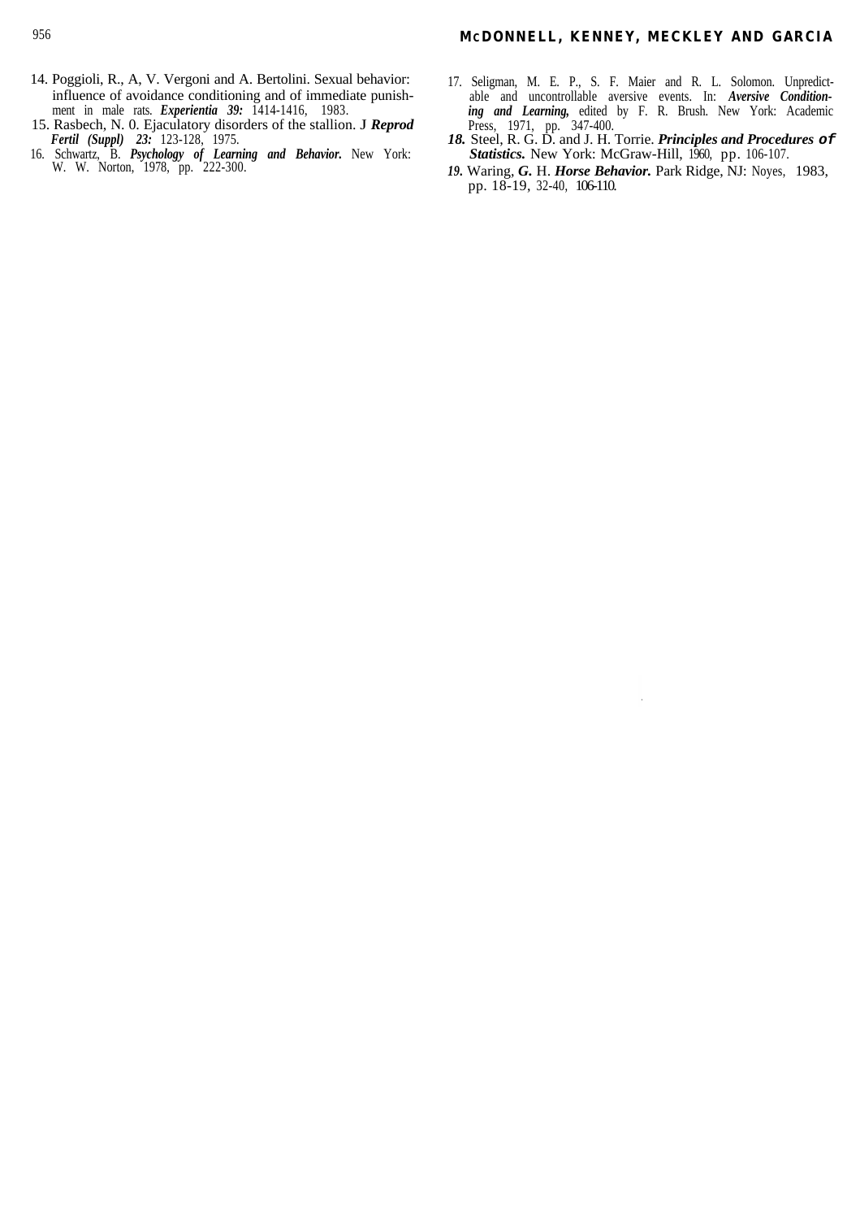14. Poggioli, R., A, V. Vergoni and A. Bertolini. Sexual behavior: influence of avoidance conditioning and of immediate punishment in male rats. *Experientia* **39:** 1414-1416, 1983.
15. Rasbech, N. 0. Ejaculatory disorders of the stallion. J *Reprod Fertil (Suppl)* **23:** 123-128, 1975.
16. Schwartz, B. *Psychology of Learning and Behavior.* New York: W. W. Norton, 1978, pp. 222-300.
17. Seligman, M. E. P., S. F. Maier and R. L. Solomon. Unpredictable and uncontrollable aversive events. In: *Aversive Conditioning and Learning,* edited by F. R. Brush. New York: Academic Press, 1971, pp. 347-400.
18. Steel, R. G. D. and J. H. Torrie. *Principles and Procedures of Statistics.* New York: McGraw-Hill, 1960, pp. 106-107.
19. Waring, G. H. *Horse Behavior.* Park Ridge, NJ: Noyes, 1983, pp. 18-19, 32-40, 106-110.